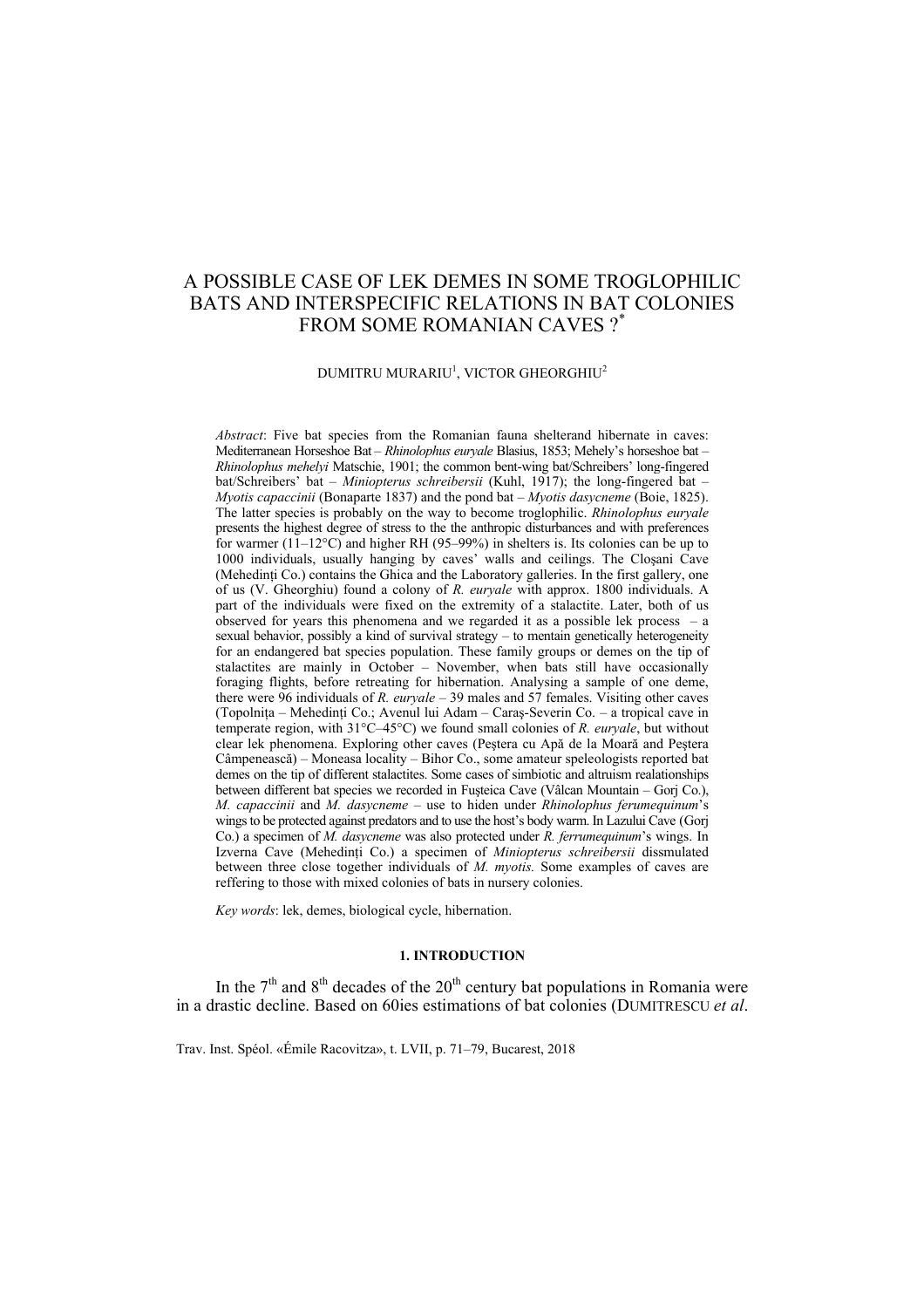# A POSSIBLE CASE OF LEK DEMES IN SOME TROGLOPHILIC BATS AND INTERSPECIFIC RELATIONS IN BAT COLONIES FROM SOME ROMANIAN CAVES ?*

DUMITRU MURARIU[1], VICTOR GHEORGHIU[2]

*Abstract*: Five bat species from the Romanian fauna shelterand hibernate in caves: Mediterranean Horseshoe Bat – *Rhinolophus euryale* Blasius, 1853; Mehely's horseshoe bat – *Rhinolophus mehelyi* Matschie, 1901; the common bent-wing bat/Schreibers' long-fingered bat/Schreibers' bat – *Miniopterus schreibersii* (Kuhl, 1917); the long-fingered bat – *Myotis capaccinii* (Bonaparte 1837) and the pond bat – *Myotis dasycneme* (Boie, 1825). The latter species is probably on the way to become troglophilic. *Rhinolophus euryale* presents the highest degree of stress to the the anthropic disturbances and with preferences for warmer (11–12°C) and higher RH (95–99%) in shelters is. Its colonies can be up to 1000 individuals, usually hanging by caves' walls and ceilings. The Cloşani Cave (Mehedinți Co.) contains the Ghica and the Laboratory galleries. In the first gallery, one of us (V. Gheorghiu) found a colony of *R. euryale* with approx. 1800 individuals. A part of the individuals were fixed on the extremity of a stalactite. Later, both of us observed for years this phenomena and we regarded it as a possible lek process – a sexual behavior, possibly a kind of survival strategy – to mentain genetically heterogeneity for an endangered bat species population. These family groups or demes on the tip of stalactites are mainly in October – November, when bats still have occasionally foraging flights, before retreating for hibernation. Analysing a sample of one deme, there were 96 individuals of *R. euryale* – 39 males and 57 females. Visiting other caves (Topolnița – Mehedinți Co.; Avenul lui Adam – Caraş-Severin Co. – a tropical cave in temperate region, with 31°C–45°C) we found small colonies of *R. euryale*, but without clear lek phenomena. Exploring other caves (Peştera cu Apă de la Moară and Peştera Câmpenească) – Moneasa locality – Bihor Co., some amateur speleologists reported bat demes on the tip of different stalactites. Some cases of simbiotic and altruism realationships between different bat species we recorded in Fuşteica Cave (Vâlcan Mountain – Gorj Co.), *M. capaccinii* and *M. dasycneme* – use to hiden under *Rhinolophus ferumequinum*'s wings to be protected against predators and to use the host's body warm. In Lazului Cave (Gorj Co.) a specimen of *M. dasycneme* was also protected under *R. ferrumequinum*'s wings. In Izverna Cave (Mehedinți Co.) a specimen of *Miniopterus schreibersii* dissmulated between three close together individuals of *M. myotis.* Some examples of caves are reffering to those with mixed colonies of bats in nursery colonies.

*Key words*: lek, demes, biological cycle, hibernation.

## 1. INTRODUCTION

In the 7th and 8th decades of the 20th century bat populations in Romania were in a drastic decline. Based on 60ies estimations of bat colonies (DUMITRESCU *et al*.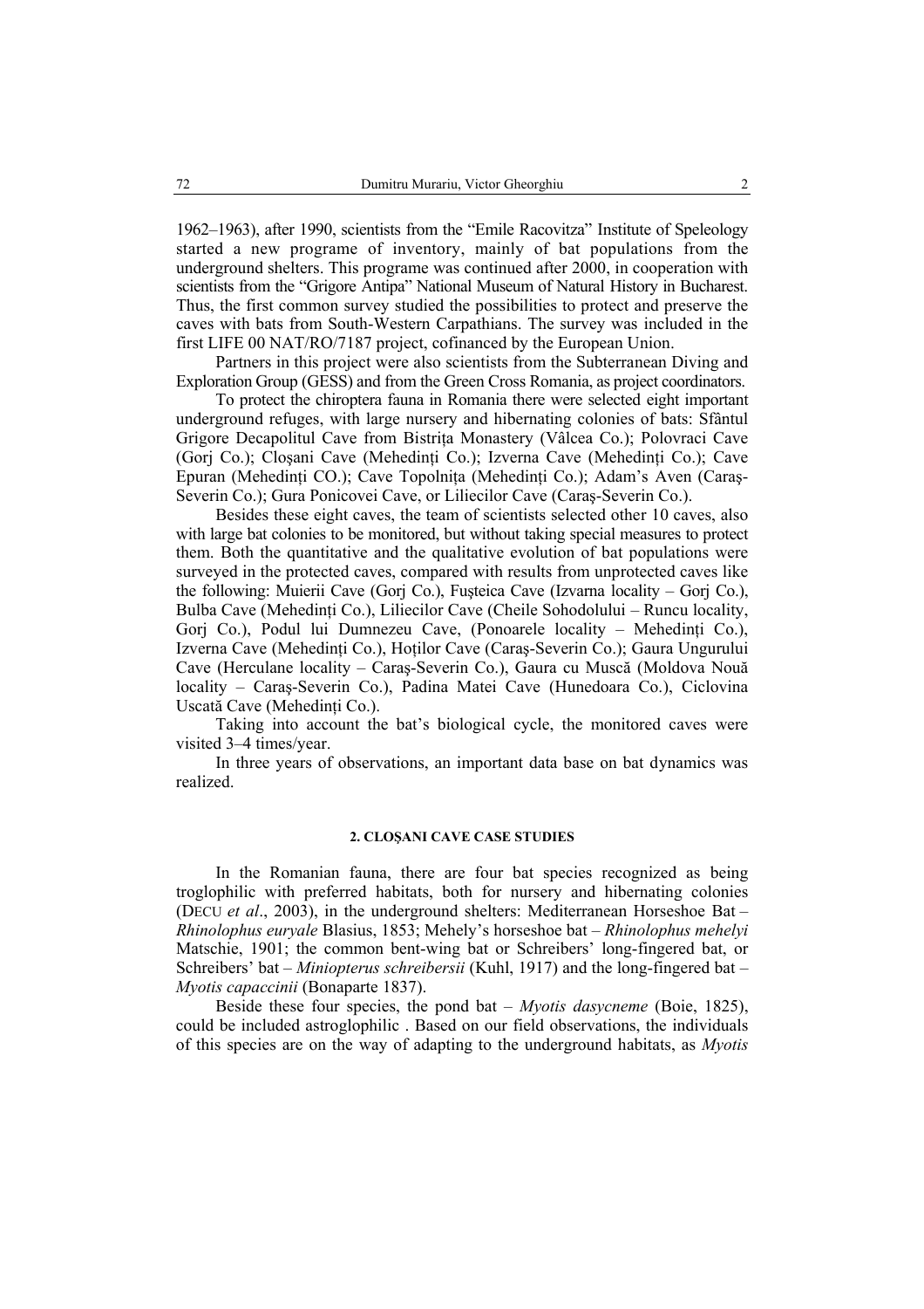1962–1963), after 1990, scientists from the "Emile Racovitza" Institute of Speleology started a new programe of inventory, mainly of bat populations from the underground shelters. This programe was continued after 2000, in cooperation with scientists from the "Grigore Antipa" National Museum of Natural History in Bucharest. Thus, the first common survey studied the possibilities to protect and preserve the caves with bats from South-Western Carpathians. The survey was included in the first LIFE 00 NAT/RO/7187 project, cofinanced by the European Union.

Partners in this project were also scientists from the Subterranean Diving and Exploration Group (GESS) and from the Green Cross Romania, as project coordinators.

To protect the chiroptera fauna in Romania there were selected eight important underground refuges, with large nursery and hibernating colonies of bats: Sfântul Grigore Decapolitul Cave from Bistrița Monastery (Vâlcea Co.); Polovraci Cave (Gorj Co.); Cloșani Cave (Mehedinți Co.); Izverna Cave (Mehedinți Co.); Cave Epuran (Mehedinți CO.); Cave Topolnița (Mehedinți Co.); Adam's Aven (Caraș-Severin Co.); Gura Ponicovei Cave, or Liliecilor Cave (Caraș-Severin Co.).

Besides these eight caves, the team of scientists selected other 10 caves, also with large bat colonies to be monitored, but without taking special measures to protect them. Both the quantitative and the qualitative evolution of bat populations were surveyed in the protected caves, compared with results from unprotected caves like the following: Muierii Cave (Gorj Co.), Fușteica Cave (Izvarna locality – Gorj Co.), Bulba Cave (Mehedinți Co.), Liliecilor Cave (Cheile Sohodolului – Runcu locality, Gorj Co.), Podul lui Dumnezeu Cave, (Ponoarele locality – Mehedinți Co.), Izverna Cave (Mehedinți Co.), Hoților Cave (Caraș-Severin Co.); Gaura Ungurului Cave (Herculane locality – Caraș-Severin Co.), Gaura cu Muscă (Moldova Nouă locality – Caraș-Severin Co.), Padina Matei Cave (Hunedoara Co.), Ciclovina Uscată Cave (Mehedinți Co.).

Taking into account the bat's biological cycle, the monitored caves were visited 3–4 times/year.

In three years of observations, an important data base on bat dynamics was realized.

## 2. CLOȘANI CAVE CASE STUDIES

In the Romanian fauna, there are four bat species recognized as being troglophilic with preferred habitats, both for nursery and hibernating colonies (DECU *et al*., 2003), in the underground shelters: Mediterranean Horseshoe Bat – *Rhinolophus euryale* Blasius, 1853; Mehely's horseshoe bat – *Rhinolophus mehelyi* Matschie, 1901; the common bent-wing bat or Schreibers' long-fingered bat, or Schreibers' bat – *Miniopterus schreibersii* (Kuhl, 1917) and the long-fingered bat – *Myotis capaccinii* (Bonaparte 1837).

Beside these four species, the pond bat – *Myotis dasycneme* (Boie, 1825), could be included astroglophilic . Based on our field observations, the individuals of this species are on the way of adapting to the underground habitats, as *Myotis*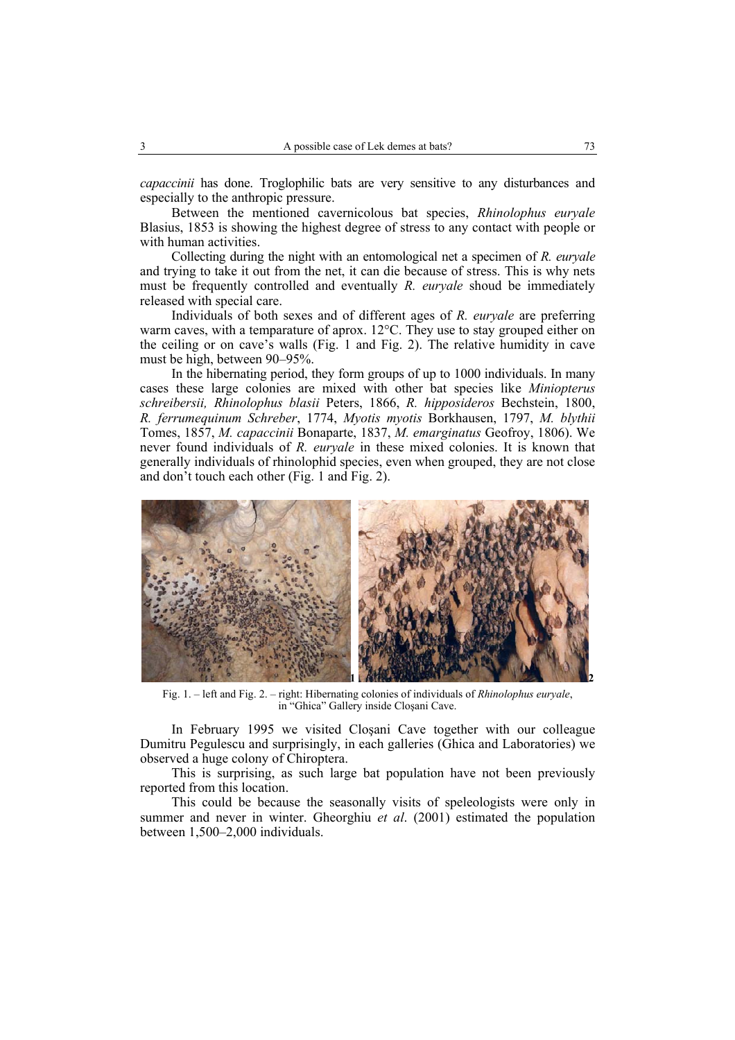*capaccinii* has done. Troglophilic bats are very sensitive to any disturbances and especially to the anthropic pressure.

Between the mentioned cavernicolous bat species, *Rhinolophus euryale* Blasius, 1853 is showing the highest degree of stress to any contact with people or with human activities.

Collecting during the night with an entomological net a specimen of *R. euryale* and trying to take it out from the net, it can die because of stress. This is why nets must be frequently controlled and eventually *R. euryale* shoud be immediately released with special care.

Individuals of both sexes and of different ages of *R. euryale* are preferring warm caves, with a temparature of aprox. 12°C. They use to stay grouped either on the ceiling or on cave's walls (Fig. 1 and Fig. 2). The relative humidity in cave must be high, between 90–95%.

In the hibernating period, they form groups of up to 1000 individuals. In many cases these large colonies are mixed with other bat species like *Miniopterus schreibersii, Rhinolophus blasii* Peters, 1866, *R. hipposideros* Bechstein, 1800, *R. ferrumequinum Schreber*, 1774, *Myotis myotis* Borkhausen, 1797, *M. blythii* Tomes, 1857, *M. capaccinii* Bonaparte, 1837, *M. emarginatus* Geofroy, 1806). We never found individuals of *R. euryale* in these mixed colonies. It is known that generally individuals of rhinolophid species, even when grouped, they are not close and don't touch each other (Fig. 1 and Fig. 2).

Fig. 1. – left and Fig. 2. – right: Hibernating colonies of individuals of *Rhinolophus euryale*, in "Ghica" Gallery inside Cloşani Cave.

In February 1995 we visited Cloşani Cave together with our colleague Dumitru Pegulescu and surprisingly, in each galleries (Ghica and Laboratories) we observed a huge colony of Chiroptera.

This is surprising, as such large bat population have not been previously reported from this location.

This could be because the seasonally visits of speleologists were only in summer and never in winter. Gheorghiu *et al*. (2001) estimated the population between 1,500–2,000 individuals.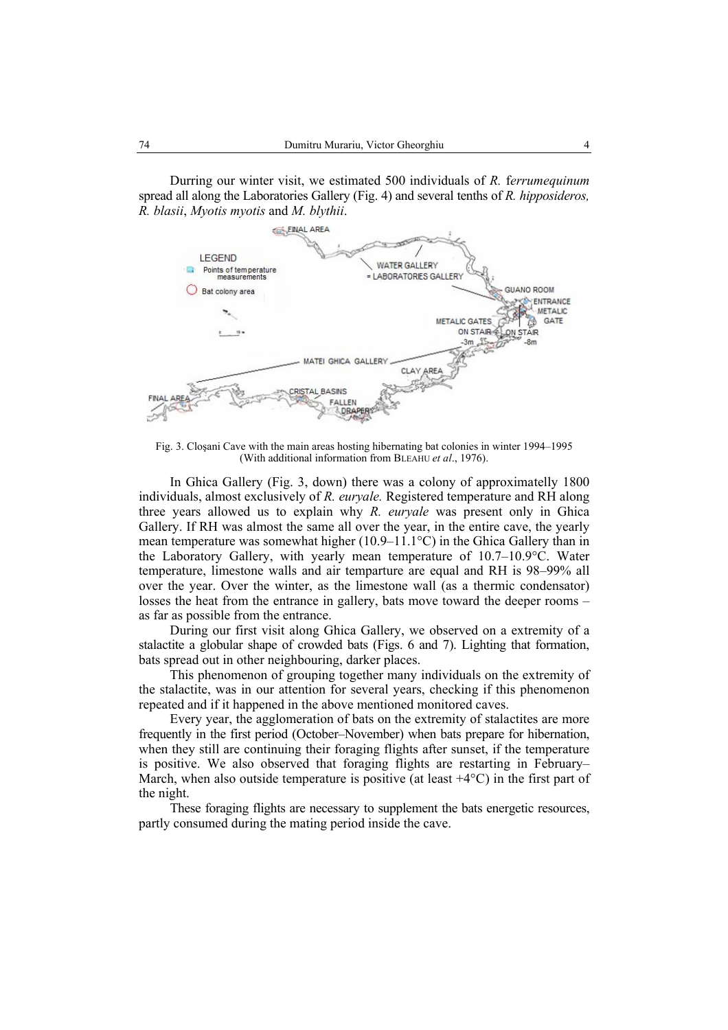Durring our winter visit, we estimated 500 individuals of *R. ferrumequinum* spread all along the Laboratories Gallery (Fig. 4) and several tenths of *R. hipposideros, R. blasii*, *Myotis myotis* and *M. blythii*.

Fig. 3. Cloşani Cave with the main areas hosting hibernating bat colonies in winter 1994–1995 (With additional information from BLEAHU *et al*., 1976).

In Ghica Gallery (Fig. 3, down) there was a colony of approximatelly 1800 individuals, almost exclusively of *R. euryale.* Registered temperature and RH along three years allowed us to explain why *R. euryale* was present only in Ghica Gallery. If RH was almost the same all over the year, in the entire cave, the yearly mean temperature was somewhat higher (10.9–11.1°C) in the Ghica Gallery than in the Laboratory Gallery, with yearly mean temperature of 10.7–10.9°C. Water temperature, limestone walls and air temparture are equal and RH is 98–99% all over the year. Over the winter, as the limestone wall (as a thermic condensator) losses the heat from the entrance in gallery, bats move toward the deeper rooms – as far as possible from the entrance.

During our first visit along Ghica Gallery, we observed on a extremity of a stalactite a globular shape of crowded bats (Figs. 6 and 7). Lighting that formation, bats spread out in other neighbouring, darker places.

This phenomenon of grouping together many individuals on the extremity of the stalactite, was in our attention for several years, checking if this phenomenon repeated and if it happened in the above mentioned monitored caves.

Every year, the agglomeration of bats on the extremity of stalactites are more frequently in the first period (October–November) when bats prepare for hibernation, when they still are continuing their foraging flights after sunset, if the temperature is positive. We also observed that foraging flights are restarting in February–March, when also outside temperature is positive (at least +4°C) in the first part of the night.

These foraging flights are necessary to supplement the bats energetic resources, partly consumed during the mating period inside the cave.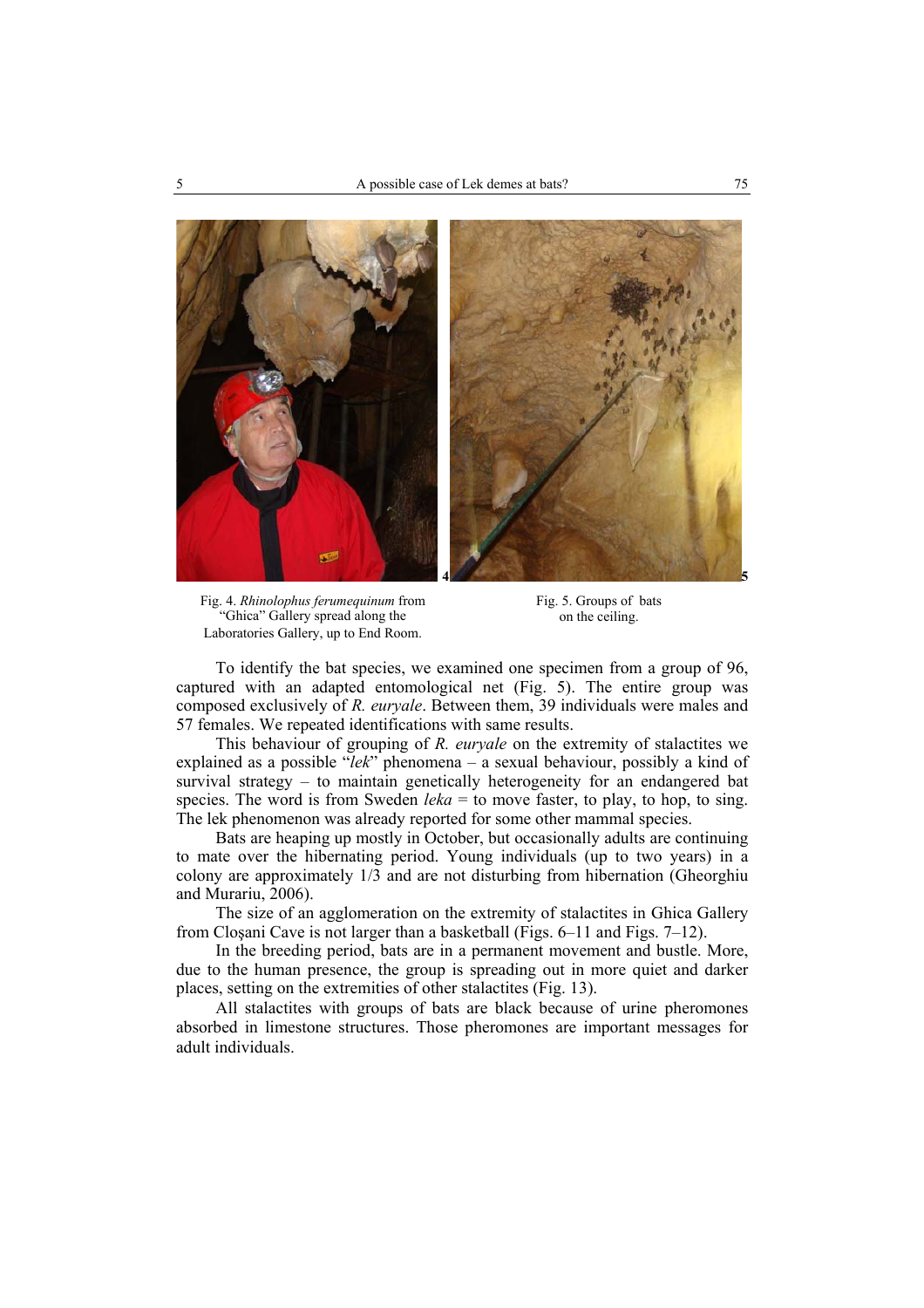Fig. 4. *Rhinolophus ferumequinum* from "Ghica" Gallery spread along the Laboratories Gallery, up to End Room.

Fig. 5. Groups of bats on the ceiling.

To identify the bat species, we examined one specimen from a group of 96, captured with an adapted entomological net (Fig. 5). The entire group was composed exclusively of *R. euryale*. Between them, 39 individuals were males and 57 females. We repeated identifications with same results.

This behaviour of grouping of *R. euryale* on the extremity of stalactites we explained as a possible "*lek*" phenomena – a sexual behaviour, possibly a kind of survival strategy – to maintain genetically heterogeneity for an endangered bat species. The word is from Sweden *leka* = to move faster, to play, to hop, to sing. The lek phenomenon was already reported for some other mammal species.

Bats are heaping up mostly in October, but occasionally adults are continuing to mate over the hibernating period. Young individuals (up to two years) in a colony are approximately 1/3 and are not disturbing from hibernation (Gheorghiu and Murariu, 2006).

The size of an agglomeration on the extremity of stalactites in Ghica Gallery from Cloşani Cave is not larger than a basketball (Figs. 6–11 and Figs. 7–12).

In the breeding period, bats are in a permanent movement and bustle. More, due to the human presence, the group is spreading out in more quiet and darker places, setting on the extremities of other stalactites (Fig. 13).

All stalactites with groups of bats are black because of urine pheromones absorbed in limestone structures. Those pheromones are important messages for adult individuals.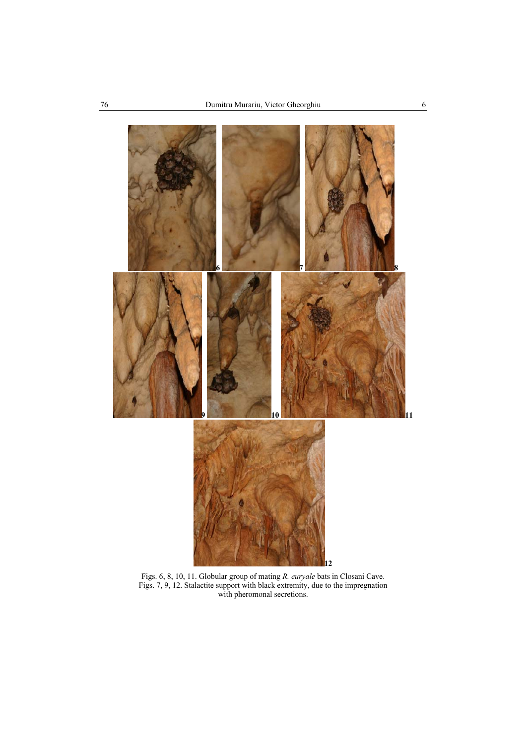Figs. 6, 8, 10, 11. Globular group of mating *R. euryale* bats in Closani Cave.
Figs. 7, 9, 12. Stalactite support with black extremity, due to the impregnation with pheromonal secretions.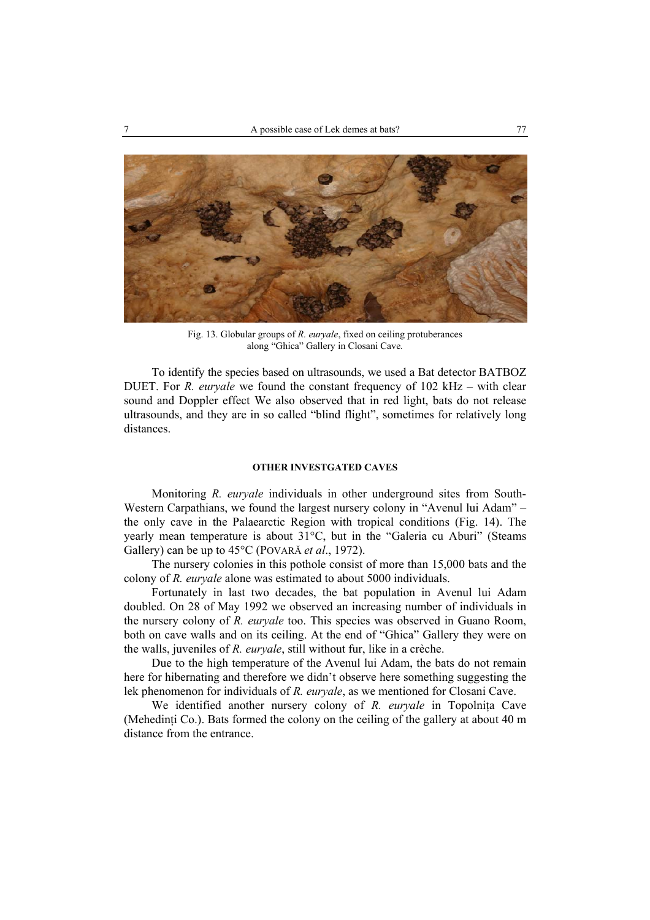Fig. 13. Globular groups of *R. euryale*, fixed on ceiling protuberances along "Ghica" Gallery in Closani Cave.

To identify the species based on ultrasounds, we used a Bat detector BATBOZ DUET. For *R. euryale* we found the constant frequency of 102 kHz – with clear sound and Doppler effect We also observed that in red light, bats do not release ultrasounds, and they are in so called "blind flight", sometimes for relatively long distances.

#### OTHER INVESTGATED CAVES

Monitoring *R. euryale* individuals in other underground sites from South-Western Carpathians, we found the largest nursery colony in "Avenul lui Adam" – the only cave in the Palaearctic Region with tropical conditions (Fig. 14). The yearly mean temperature is about 31°C, but in the "Galeria cu Aburi" (Steams Gallery) can be up to 45°C (POVARĂ *et al*., 1972).

The nursery colonies in this pothole consist of more than 15,000 bats and the colony of *R. euryale* alone was estimated to about 5000 individuals.

Fortunately in last two decades, the bat population in Avenul lui Adam doubled. On 28 of May 1992 we observed an increasing number of individuals in the nursery colony of *R. euryale* too. This species was observed in Guano Room, both on cave walls and on its ceiling. At the end of "Ghica" Gallery they were on the walls, juveniles of *R. euryale*, still without fur, like in a crèche.

Due to the high temperature of the Avenul lui Adam, the bats do not remain here for hibernating and therefore we didn't observe here something suggesting the lek phenomenon for individuals of *R. euryale*, as we mentioned for Closani Cave.

We identified another nursery colony of *R. euryale* in Topolnița Cave (Mehedinți Co.). Bats formed the colony on the ceiling of the gallery at about 40 m distance from the entrance.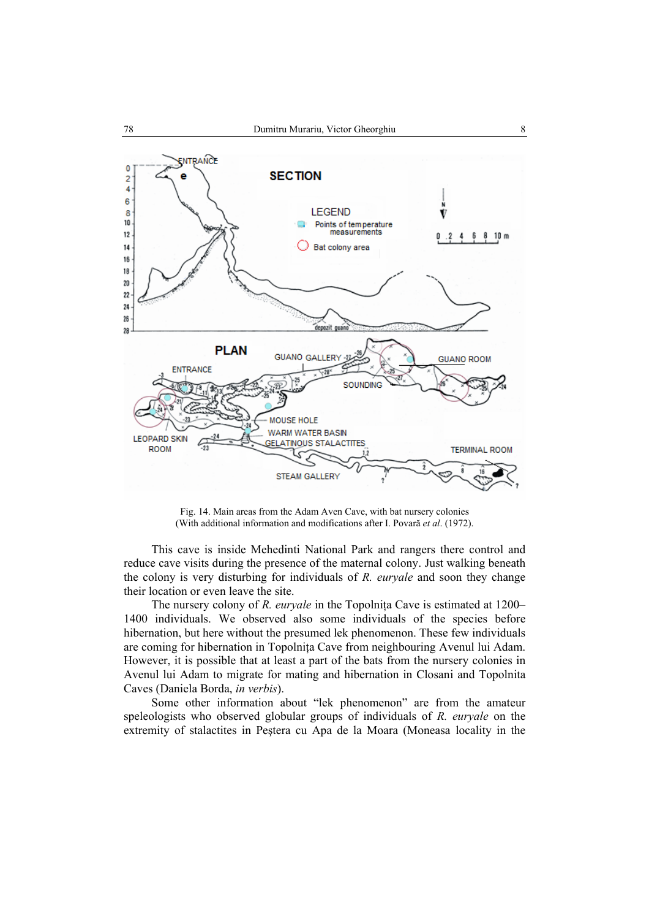Fig. 14. Main areas from the Adam Aven Cave, with bat nursery colonies (With additional information and modifications after I. Povară *et al*. (1972).

This cave is inside Mehedinti National Park and rangers there control and reduce cave visits during the presence of the maternal colony. Just walking beneath the colony is very disturbing for individuals of *R. euryale* and soon they change their location or even leave the site.

The nursery colony of *R. euryale* in the Topolnița Cave is estimated at 1200–1400 individuals. We observed also some individuals of the species before hibernation, but here without the presumed lek phenomenon. These few individuals are coming for hibernation in Topolnița Cave from neighbouring Avenul lui Adam. However, it is possible that at least a part of the bats from the nursery colonies in Avenul lui Adam to migrate for mating and hibernation in Closani and Topolnita Caves (Daniela Borda, *in verbis*).

Some other information about "lek phenomenon" are from the amateur speleologists who observed globular groups of individuals of *R. euryale* on the extremity of stalactites in Peştera cu Apa de la Moara (Moneasa locality in the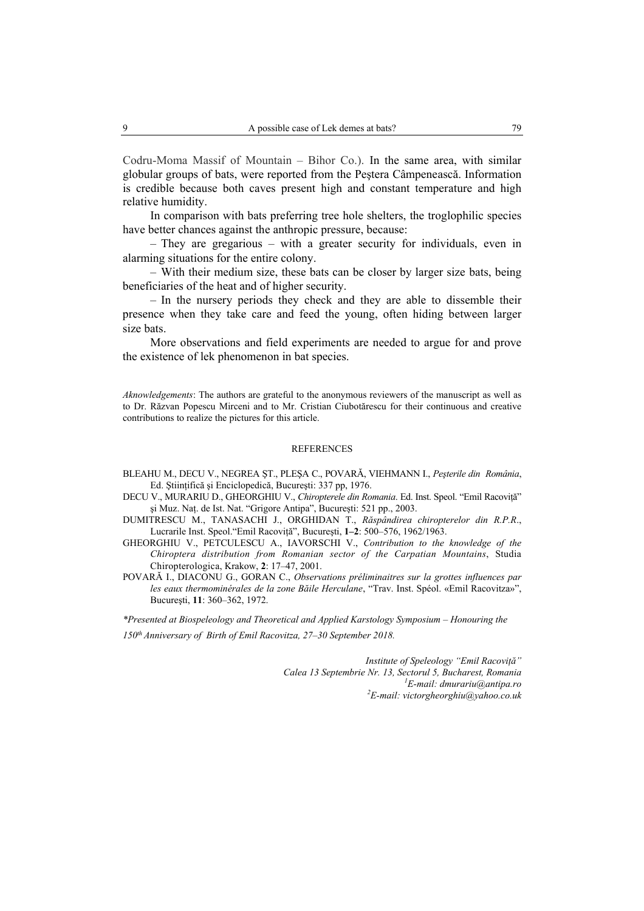Codru-Moma Massif of Mountain – Bihor Co.). In the same area, with similar globular groups of bats, were reported from the Peştera Câmpenească. Information is credible because both caves present high and constant temperature and high relative humidity.

In comparison with bats preferring tree hole shelters, the troglophilic species have better chances against the anthropic pressure, because:

– They are gregarious – with a greater security for individuals, even in alarming situations for the entire colony.

– With their medium size, these bats can be closer by larger size bats, being beneficiaries of the heat and of higher security.

– In the nursery periods they check and they are able to dissemble their presence when they take care and feed the young, often hiding between larger size bats.

More observations and field experiments are needed to argue for and prove the existence of lek phenomenon in bat species.

*Aknowledgements*: The authors are grateful to the anonymous reviewers of the manuscript as well as to Dr. Răzvan Popescu Mirceni and to Mr. Cristian Ciubotărescu for their continuous and creative contributions to realize the pictures for this article.

## REFERENCES

BLEAHU M., DECU V., NEGREA ŞT., PLEŞA C., POVARĂ, VIEHMANN I., *Peşterile din România*, Ed. Ştiinţifică şi Enciclopedică, Bucureşti: 337 pp, 1976.

DECU V., MURARIU D., GHEORGHIU V., *Chiropterele din Romania*. Ed. Inst. Speol. "Emil Racoviţă" şi Muz. Naţ. de Ist. Nat. "Grigore Antipa", Bucureşti: 521 pp., 2003.

DUMITRESCU M., TANASACHI J., ORGHIDAN T., *Răspândirea chiropterelor din R.P.R.*, Lucrarile Inst. Speol."Emil Racoviţă", Bucureşti, **1–2**: 500–576, 1962/1963.

GHEORGHIU V., PETCULESCU A., IAVORSCHI V., *Contribution to the knowledge of the Chiroptera distribution from Romanian sector of the Carpatian Mountains*, Studia Chiropterologica, Krakow, **2**: 17–47, 2001.

POVARĂ I., DIACONU G., GORAN C., *Observations préliminaitres sur la grottes influences par les eaux thermominérales de la zone Băile Herculane*, "Trav. Inst. Spéol. «Emil Racovitza»", Bucureşti, **11**: 360–362, 1972.

*\*Presented at Biospeleology and Theoretical and Applied Karstology Symposium – Honouring the 150th Anniversary of Birth of Emil Racovitza, 27–30 September 2018.*

*Institute of Speleology "Emil Racoviţă"*
*Calea 13 Septembrie Nr. 13, Sectorul 5, Bucharest, Romania*
*[1]E-mail: dmurariu@antipa.ro*
*[2]E-mail: victorgheorghiu@yahoo.co.uk*